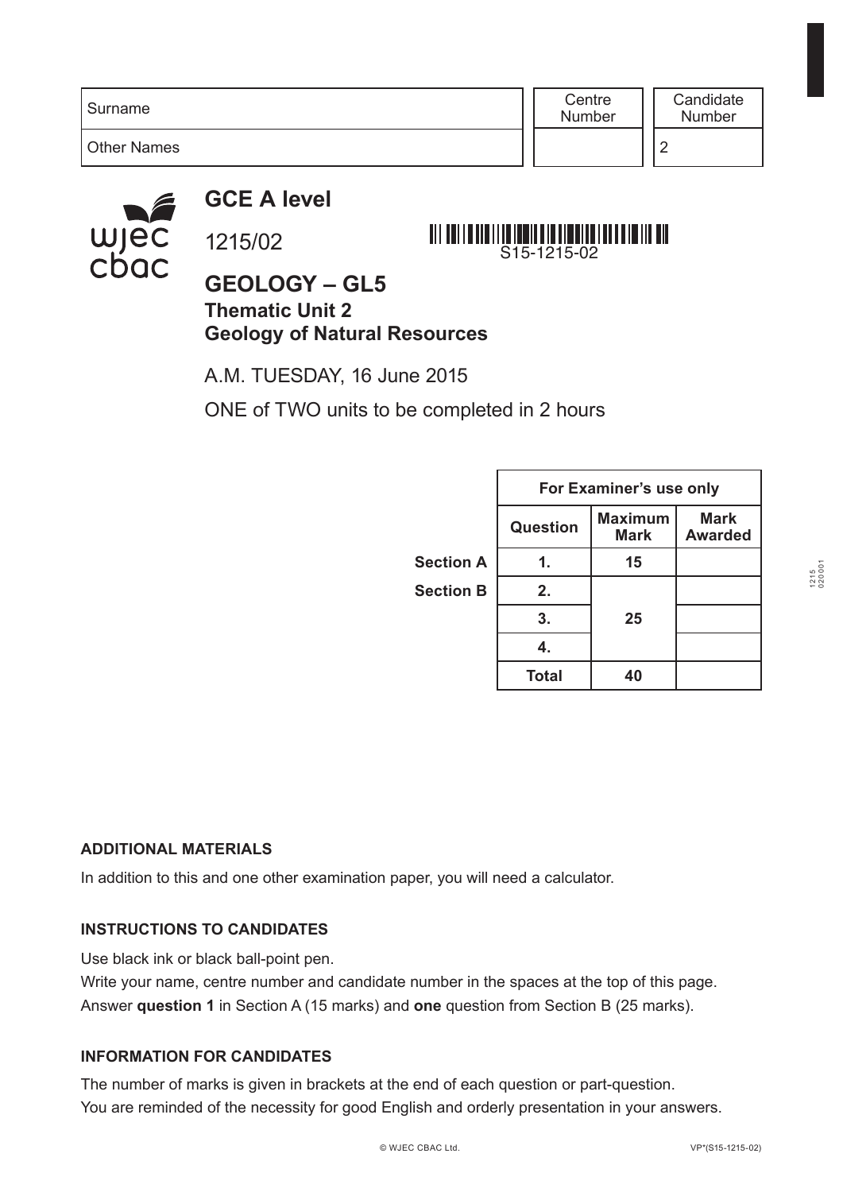| Surname | Centre Number | Candidate Number |
|---|---|---|
| Other Names | | 2 |

# GCE A level

1215/02

S15-1215-02

## GEOLOGY – GL5

### Thematic Unit 2
### Geology of Natural Resources

A.M. TUESDAY, 16 June 2015

ONE of TWO units to be completed in 2 hours

| | For Examiner's use only | | |
|---|---|---|---|
| | Question | Maximum Mark | Mark Awarded |
| Section A | 1. | 15 | |
| Section B | 2. | 25 | |
| | 3. | | |
| | 4. | | |
| | Total | 40 | |

**ADDITIONAL MATERIALS**

In addition to this and one other examination paper, you will need a calculator.

**INSTRUCTIONS TO CANDIDATES**

Use black ink or black ball-point pen.

Write your name, centre number and candidate number in the spaces at the top of this page.

Answer **question 1** in Section A (15 marks) and **one** question from Section B (25 marks).

**INFORMATION FOR CANDIDATES**

The number of marks is given in brackets at the end of each question or part-question.

You are reminded of the necessity for good English and orderly presentation in your answers.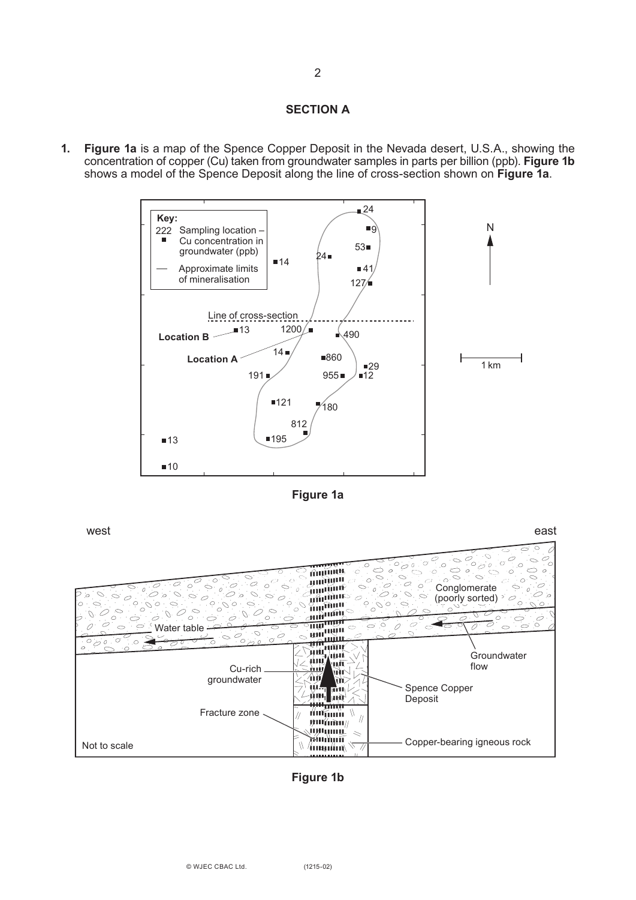## SECTION A

**1.** **Figure 1a** is a map of the Spence Copper Deposit in the Nevada desert, U.S.A., showing the concentration of copper (Cu) taken from groundwater samples in parts per billion (ppb). **Figure 1b** shows a model of the Spence Deposit along the line of cross-section shown on **Figure 1a**.

**Figure 1a**

**Figure 1b**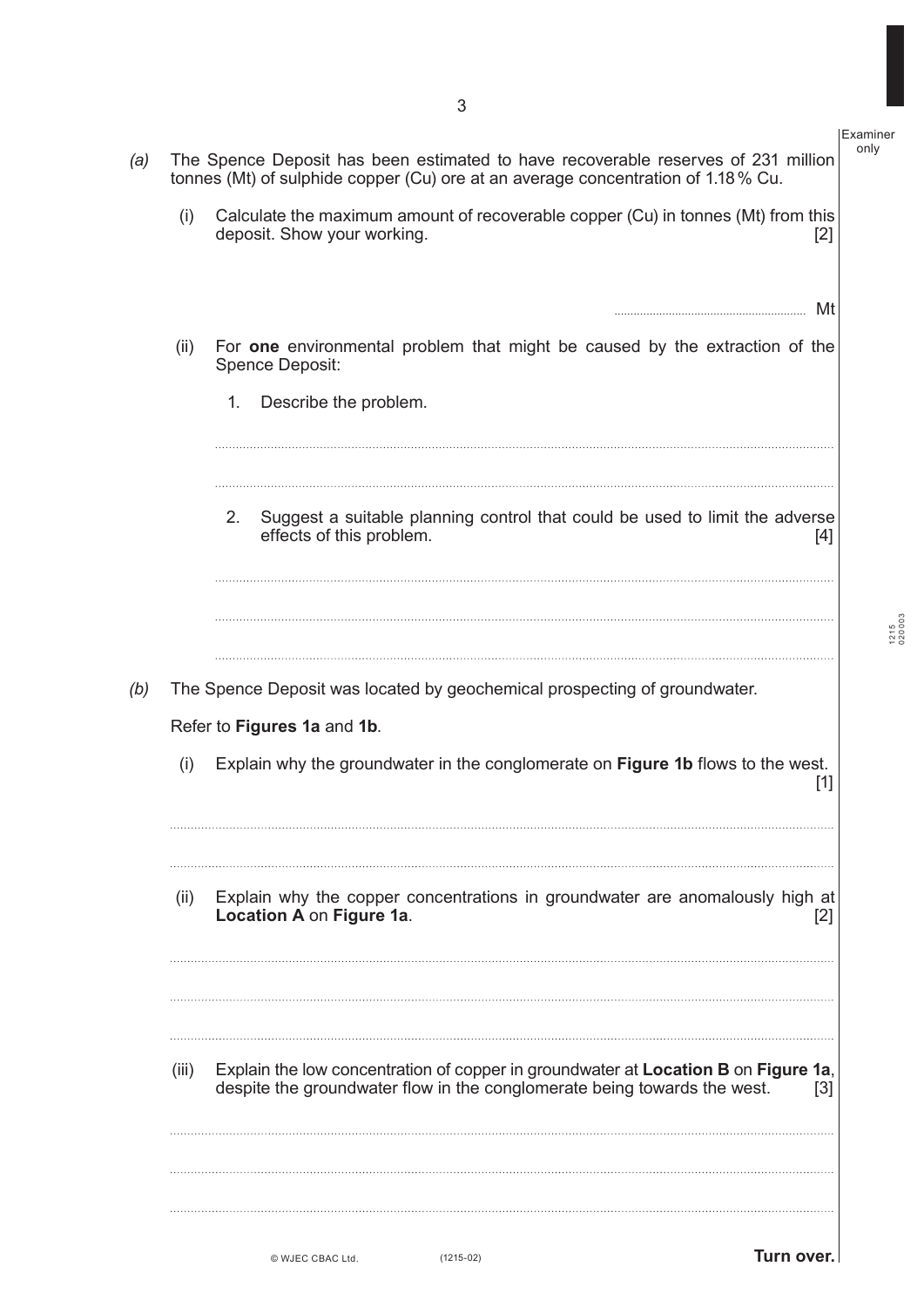*(a)* The Spence Deposit has been estimated to have recoverable reserves of 231 million tonnes (Mt) of sulphide copper (Cu) ore at an average concentration of 1.18% Cu.

(i) Calculate the maximum amount of recoverable copper (Cu) in tonnes (Mt) from this deposit. Show your working. [2]

.......................................... Mt

(ii) For **one** environmental problem that might be caused by the extraction of the Spence Deposit:

1. Describe the problem.

..........................................................................................................................................

..........................................................................................................................................

2. Suggest a suitable planning control that could be used to limit the adverse effects of this problem. [4]

..........................................................................................................................................

..........................................................................................................................................

..........................................................................................................................................

*(b)* The Spence Deposit was located by geochemical prospecting of groundwater.

Refer to **Figures 1a** and **1b**.

(i) Explain why the groundwater in the conglomerate on **Figure 1b** flows to the west. [1]

..........................................................................................................................................

..........................................................................................................................................

(ii) Explain why the copper concentrations in groundwater are anomalously high at **Location A** on **Figure 1a**. [2]

..........................................................................................................................................

..........................................................................................................................................

..........................................................................................................................................

(iii) Explain the low concentration of copper in groundwater at **Location B** on **Figure 1a**, despite the groundwater flow in the conglomerate being towards the west. [3]

..........................................................................................................................................

..........................................................................................................................................

..........................................................................................................................................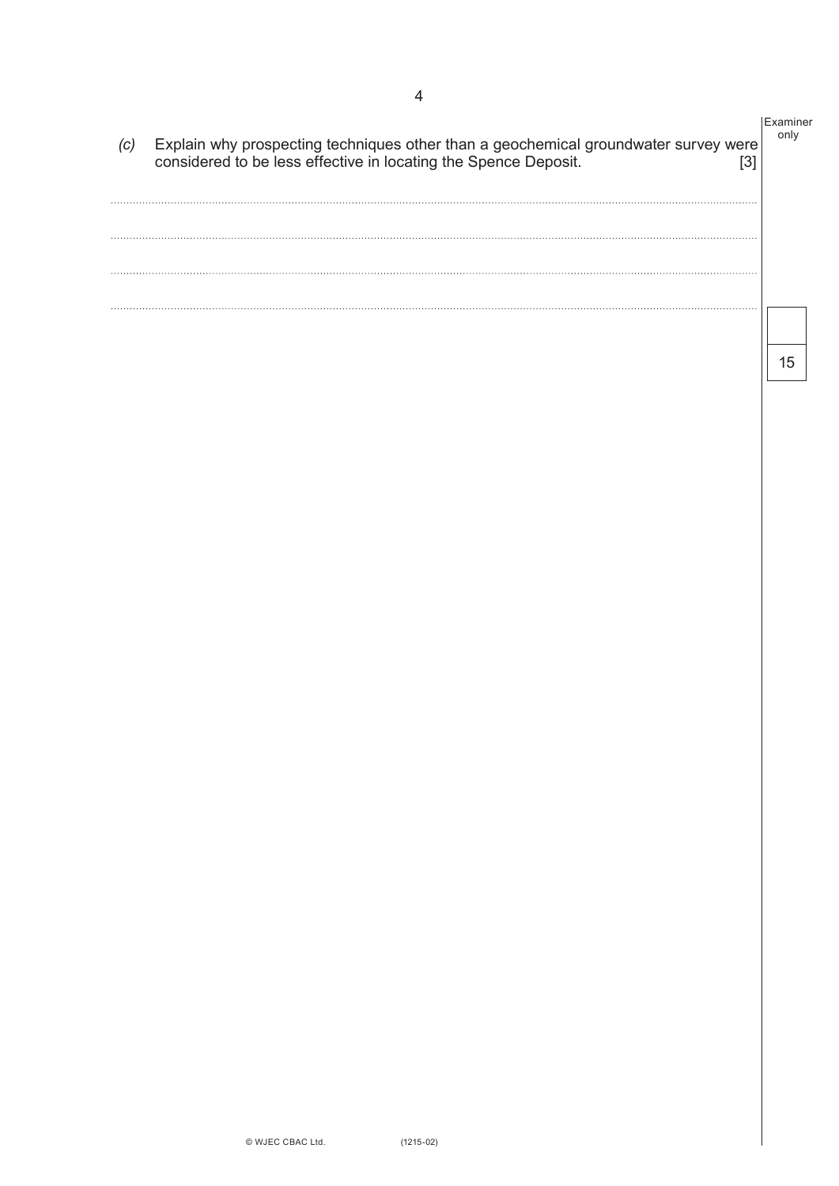*(c)* Explain why prospecting techniques other than a geochemical groundwater survey were considered to be less effective in locating the Spence Deposit. [3]

..........................................................................................................................................................................................................

..........................................................................................................................................................................................................

..........................................................................................................................................................................................................

..........................................................................................................................................................................................................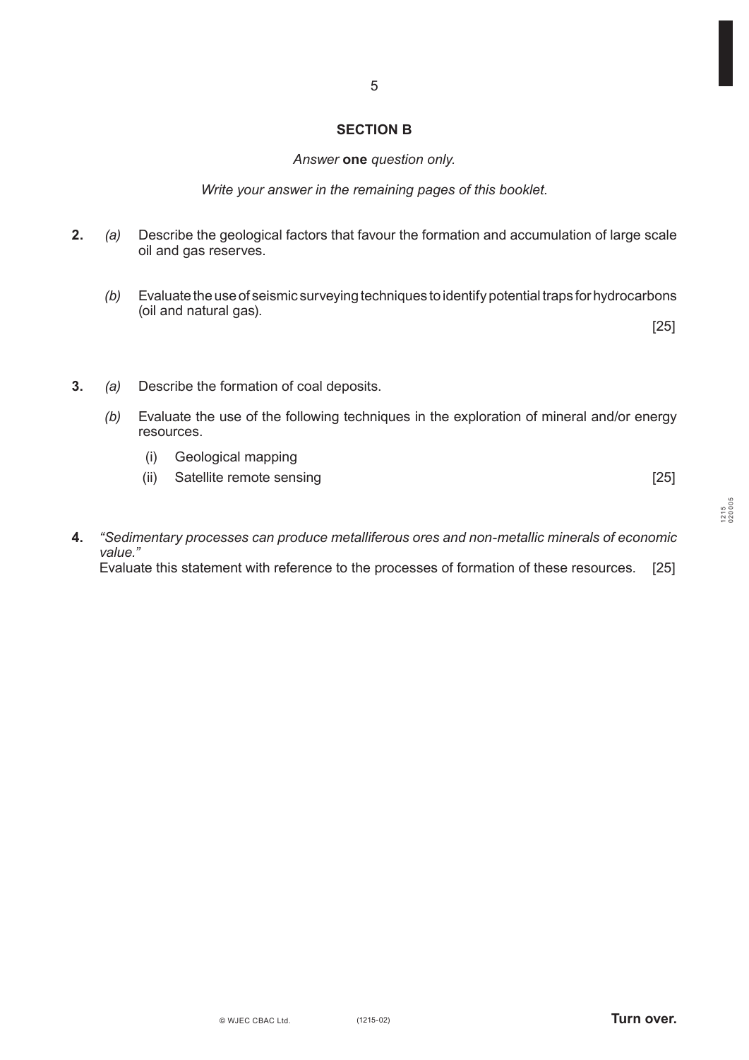## SECTION B

*Answer* **one** *question only.*

*Write your answer in the remaining pages of this booklet.*

**2.** *(a)* Describe the geological factors that favour the formation and accumulation of large scale oil and gas reserves.

*(b)* Evaluate the use of seismic surveying techniques to identify potential traps for hydrocarbons (oil and natural gas).

[25]

**3.** *(a)* Describe the formation of coal deposits.

*(b)* Evaluate the use of the following techniques in the exploration of mineral and/or energy resources.

(i) Geological mapping

(ii) Satellite remote sensing [25]

**4.** *"Sedimentary processes can produce metalliferous ores and non-metallic minerals of economic value."*
Evaluate this statement with reference to the processes of formation of these resources. [25]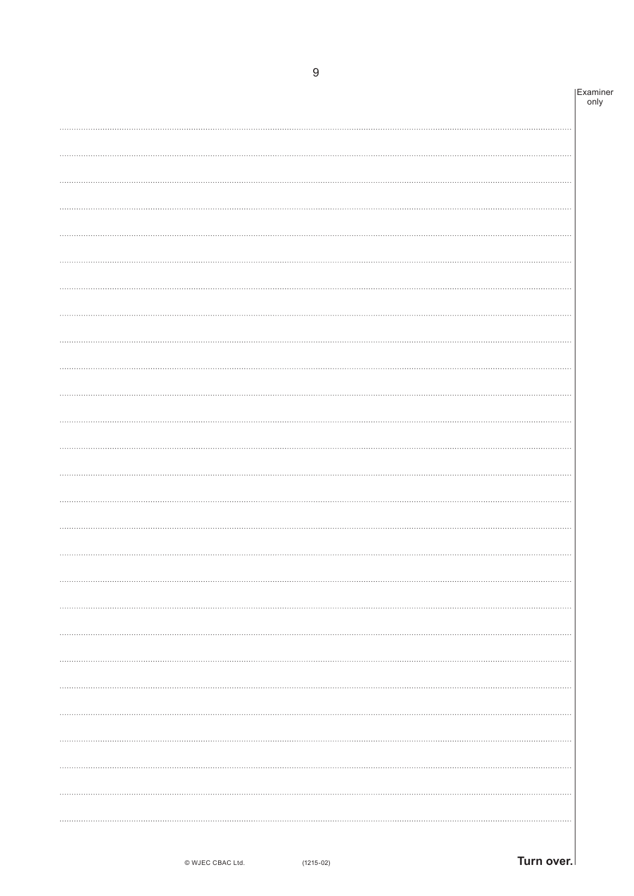Examiner only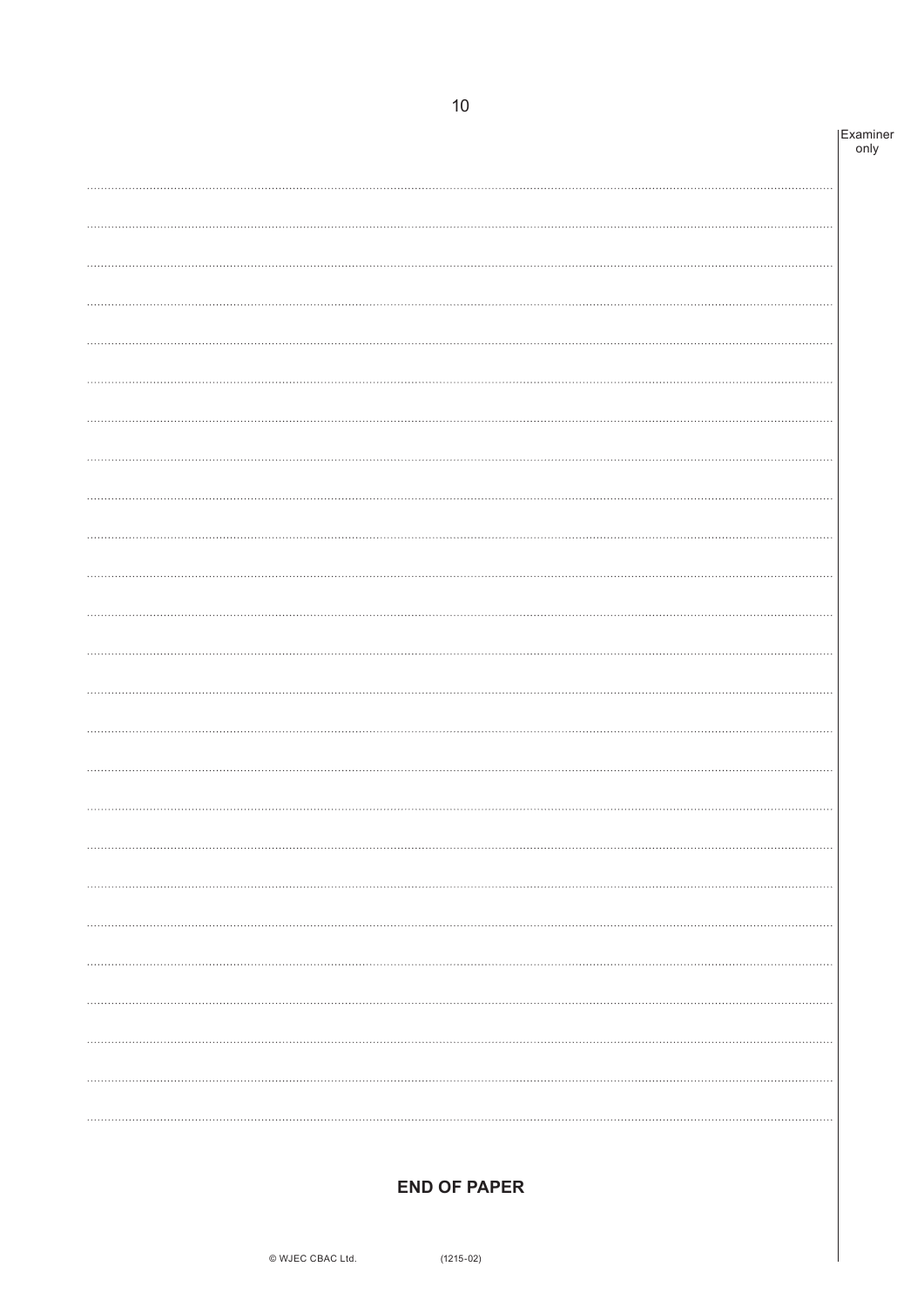**END OF PAPER**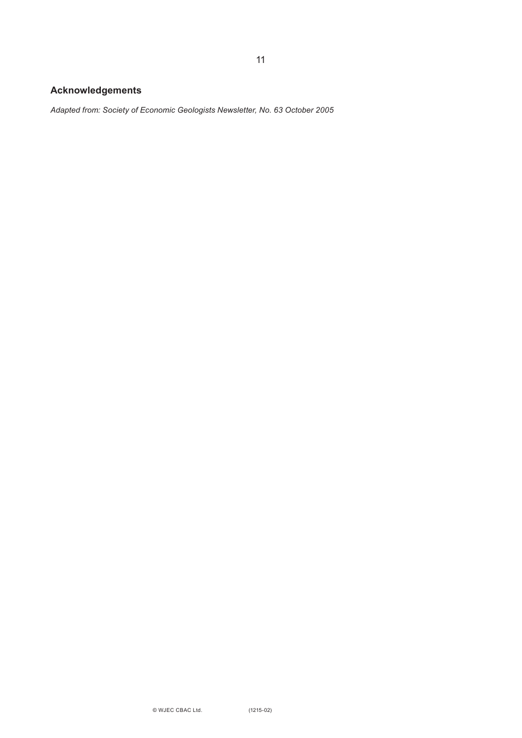## Acknowledgements

*Adapted from: Society of Economic Geologists Newsletter, No. 63 October 2005*